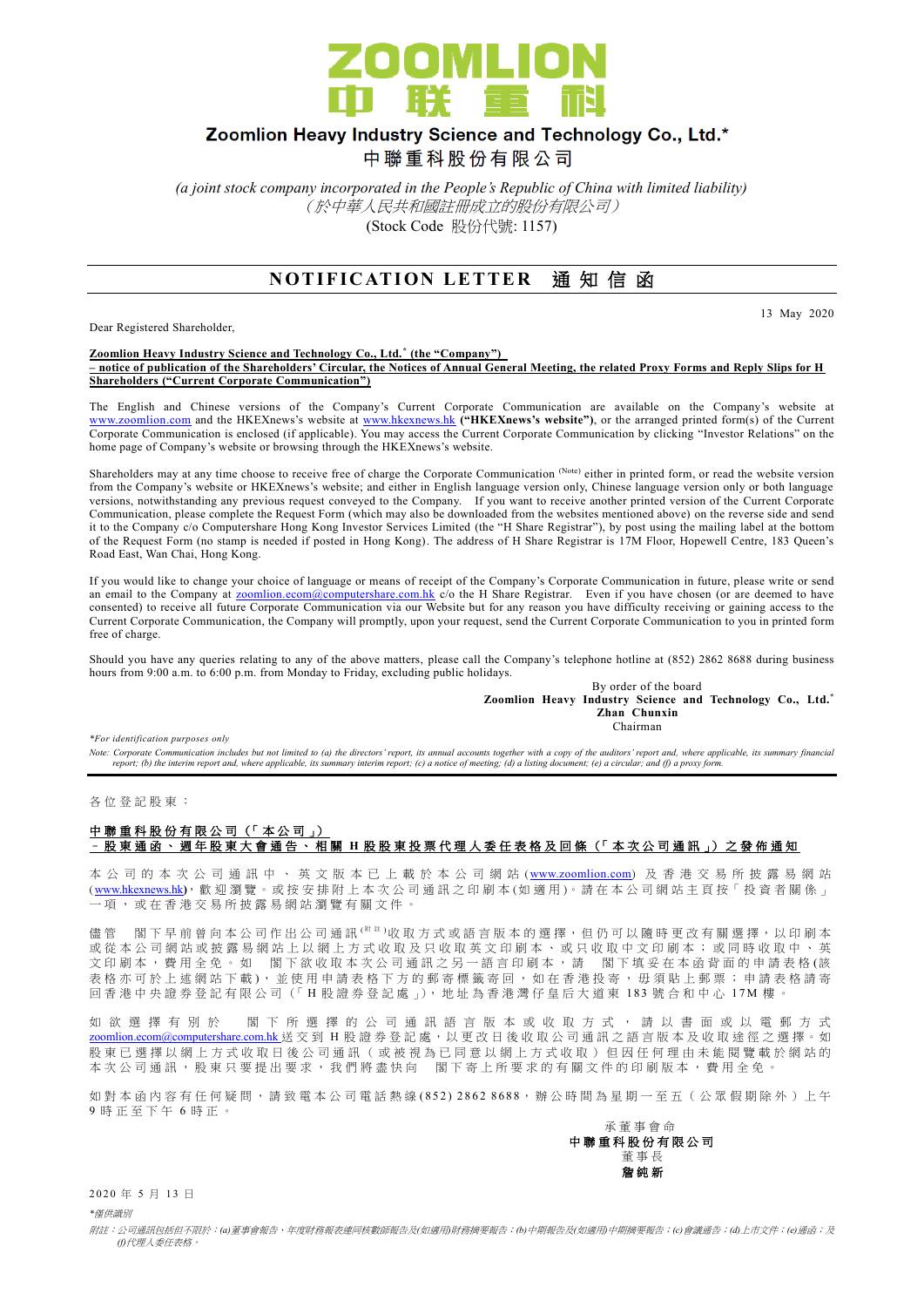# ZOOMLION 中联重科

## Zoomlion Heavy Industry Science and Technology Co., Ltd.*
## 中聯重科股份有限公司

*(a joint stock company incorporated in the People's Republic of China with limited liability)*
*（於中華人民共和國註冊成立的股份有限公司）*
(Stock Code 股份代號: 1157)

# NOTIFICATION LETTER 通知信函

13 May 2020

Dear Registered Shareholder,

**Zoomlion Heavy Industry Science and Technology Co., Ltd.* (the "Company")**
**– notice of publication of the Shareholders' Circular, the Notices of Annual General Meeting, the related Proxy Forms and Reply Slips for H Shareholders ("Current Corporate Communication")**

The English and Chinese versions of the Company's Current Corporate Communication are available on the Company's website at www.zoomlion.com and the HKEXnews's website at www.hkexnews.hk **("HKEXnews's website")**, or the arranged printed form(s) of the Current Corporate Communication is enclosed (if applicable). You may access the Current Corporate Communication by clicking "Investor Relations" on the home page of Company's website or browsing through the HKEXnews's website.

Shareholders may at any time choose to receive free of charge the Corporate Communication (Note) either in printed form, or read the website version from the Company's website or HKEXnews's website; and either in English language version only, Chinese language version only or both language versions, notwithstanding any previous request conveyed to the Company. If you want to receive another printed version of the Current Corporate Communication, please complete the Request Form (which may also be downloaded from the websites mentioned above) on the reverse side and send it to the Company c/o Computershare Hong Kong Investor Services Limited (the "H Share Registrar"), by post using the mailing label at the bottom of the Request Form (no stamp is needed if posted in Hong Kong). The address of H Share Registrar is 17M Floor, Hopewell Centre, 183 Queen's Road East, Wan Chai, Hong Kong.

If you would like to change your choice of language or means of receipt of the Company's Corporate Communication in future, please write or send an email to the Company at zoomlion.ecom@computershare.com.hk c/o the H Share Registrar. Even if you have chosen (or are deemed to have consented) to receive all future Corporate Communication via our Website but for any reason you have difficulty receiving or gaining access to the Current Corporate Communication, the Company will promptly, upon your request, send the Current Corporate Communication to you in printed form free of charge.

Should you have any queries relating to any of the above matters, please call the Company's telephone hotline at (852) 2862 8688 during business hours from 9:00 a.m. to 6:00 p.m. from Monday to Friday, excluding public holidays.

By order of the board
**Zoomlion Heavy Industry Science and Technology Co., Ltd.***
**Zhan Chunxin**
Chairman

*\*For identification purposes only*

*Note: Corporate Communication includes but not limited to (a) the directors' report, its annual accounts together with a copy of the auditors' report and, where applicable, its summary financial report; (b) the interim report and, where applicable, its summary interim report; (c) a notice of meeting; (d) a listing document; (e) a circular; and (f) a proxy form.*

---

各位登記股東：

**中聯重科股份有限公司（「本公司」）**
**–股東通函、週年股東大會通告、相關H股股東投票代理人委任表格及回條（「本次公司通訊」）之發佈通知**

本公司的本次公司通訊中、英文版本已上載於本公司網站(www.zoomlion.com)及香港交易所披露易網站(www.hkexnews.hk)，歡迎瀏覽。或按安排附上本次公司通訊之印刷本(如適用)。請在本公司網站主頁按「投資者關係」一項，或在香港交易所披露易網站瀏覽有關文件。

儘管 閣下早前曾向本公司作出公司通訊(附註)收取方式或語言版本的選擇，但仍可以隨時更改有關選擇，以印刷本或從本公司網站或披露易網站上以網上方式收取及只收取英文印刷本、或只收取中文印刷本；或同時收取中、英文印刷本，費用全免。如 閣下欲收取本次公司通訊之另一語言印刷本，請 閣下填妥在本函背面的申請表格(該表格亦可於上述網站下載)，並使用申請表格下方的郵寄標籤寄回，如在香港投寄，毋須貼上郵票；申請表格請寄回香港中央證券登記有限公司（「H股證券登記處」），地址為香港灣仔皇后大道東183號合和中心17M樓。

如欲選擇有別於 閣下所選擇的公司通訊語言版本或收取方式，請以書面或以電郵方式zoomlion.ecom@computershare.com.hk送交到H股證券登記處，以更改日後收取公司通訊之語言版本及收取途徑之選擇。如股東已選擇以網上方式收取日後公司通訊（或被視為已同意以網上方式收取）但因任何理由未能閱覽載於網站的本次公司通訊，股東只要提出要求，我們將盡快向 閣下寄上所要求的有關文件的印刷版本，費用全免。

如對本函內容有任何疑問，請致電本公司電話熱線(852) 2862 8688，辦公時間為星期一至五（公眾假期除外）上午9時正至下午6時正。

承董事會命
**中聯重科股份有限公司**
董事長
**詹純新**

2020年5月13日

*\*僅供識別*

*附註：公司通訊包括但不限於：(a)董事會報告、年度財務報表連同核數師報告及(如適用)財務摘要報告；(b)中期報告及(如適用)中期摘要報告；(c)會議通告；(d)上市文件；(e)通函；及(f)代理人委任表格。*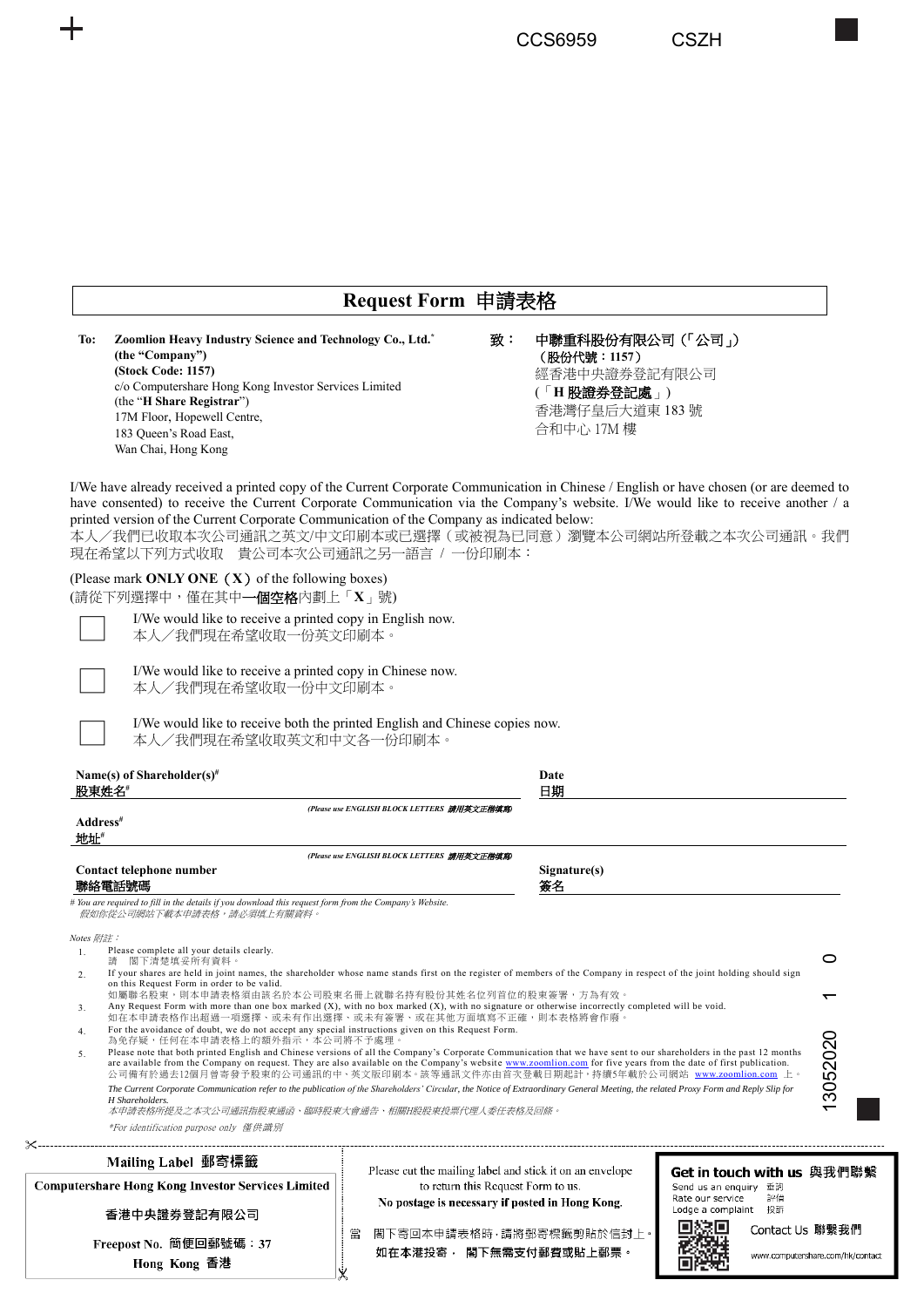CCS6959 CSZH

# Request Form 申請表格

**To:** **Zoomlion Heavy Industry Science and Technology Co., Ltd.*** 
**(the "Company")**
**(Stock Code: 1157)**
c/o Computershare Hong Kong Investor Services Limited
(the "**H Share Registrar**")
17M Floor, Hopewell Centre,
183 Queen's Road East,
Wan Chai, Hong Kong

**致：** **中聯重科股份有限公司（「公司」）**
**（股份代號：1157）**
經香港中央證券登記有限公司
（「**H股證券登記處**」）
香港灣仔皇后大道東183號
合和中心17M樓

I/We have already received a printed copy of the Current Corporate Communication in Chinese / English or have chosen (or are deemed to have consented) to receive the Current Corporate Communication via the Company's website. I/We would like to receive another / a printed version of the Current Corporate Communication of the Company as indicated below:
本人／我們已收取本次公司通訊之英文/中文印刷本或已選擇（或被視為已同意）瀏覽本公司網站所登載之本次公司通訊。我們現在希望以下列方式收取 貴公司本次公司通訊之另一語言 / 一份印刷本：

(Please mark **ONLY ONE** (**X**) of the following boxes)
(請從下列選擇中，僅在其中**一個空格**內劃上「**X**」號)

☐ I/We would like to receive a printed copy in English now.
本人／我們現在希望收取一份英文印刷本。

☐ I/We would like to receive a printed copy in Chinese now.
本人／我們現在希望收取一份中文印刷本。

☐ I/We would like to receive both the printed English and Chinese copies now.
本人／我們現在希望收取英文和中文各一份印刷本。

**Name(s) of Shareholder(s)#** 
**股東姓名#** 
*(Please use ENGLISH BLOCK LETTERS 請用英文正楷填寫)*

**Date**
**日期**

**Address#** 
**地址#** 
*(Please use ENGLISH BLOCK LETTERS 請用英文正楷填寫)*

**Contact telephone number**
**聯絡電話號碼**

**Signature(s)**
**簽名**

*# You are required to fill in the details if you download this request form from the Company's Website.*
*假如你從公司網站下載本申請表格，請必須填上有關資料。*

*Notes 附註：*

1. Please complete all your details clearly.
請 閣下清楚填妥所有資料。
2. If your shares are held in joint names, the shareholder whose name stands first on the register of members of the Company in respect of the joint holding should sign on this Request Form in order to be valid.
如屬聯名股東，則本申請表格須由該名於本公司股東名冊上就聯名持有股份其姓名位列首位的股東簽署，方為有效。
3. Any Request Form with more than one box marked (X), with no box marked (X), with no signature or otherwise incorrectly completed will be void.
如在本申請表格作出超過一項選擇、或未有作出選擇、或未有簽署、或在其他方面填寫不正確，則本表格將會作廢。
4. For the avoidance of doubt, we do not accept any special instructions given on this Request Form.
為免存疑，任何在本申請表格上的額外指示，本公司將不予處理。
5. Please note that both printed English and Chinese versions of all the Company's Corporate Communication that we have sent to our shareholders in the past 12 months are available from the Company on request. They are also available on the Company's website www.zoomlion.com for five years from the date of first publication.
公司備有於過去12個月曾寄發予股東的公司通訊的中、英文版印刷本。該等通訊文件亦由首次登載日期起計，持續5年載於公司網站 www.zoomlion.com 上。

*The Current Corporate Communication refer to the publication of the Shareholders' Circular, the Notice of Extraordinary General Meeting, the related Proxy Form and Reply Slip for H Shareholders.*
*本申請表格所提及之本次公司通訊指股東通函、臨時股東大會通告、相關H股股東投票代理人委任表格及回條。*

*\*For identification purpose only 僅供識別*

13052020 1 0

---

**Mailing Label 郵寄標籤**

**Computershare Hong Kong Investor Services Limited**
**香港中央證券登記有限公司**
**Freepost No. 簡便回郵號碼：37**
**Hong Kong 香港**

Please cut the mailing label and stick it on an envelope to return this Request Form to us.
**No postage is necessary if posted in Hong Kong.**

當 閣下寄回本申請表格時，請將郵寄標籤剪貼於信封上。
**如在本港投寄， 閣下無需支付郵費或貼上郵票。**

**Get in touch with us 與我們聯繫**
Send us an enquiry 查詢
Rate our service 評價
Lodge a complaint 投訴
Contact Us 聯繫我們
www.computershare.com/hk/contact